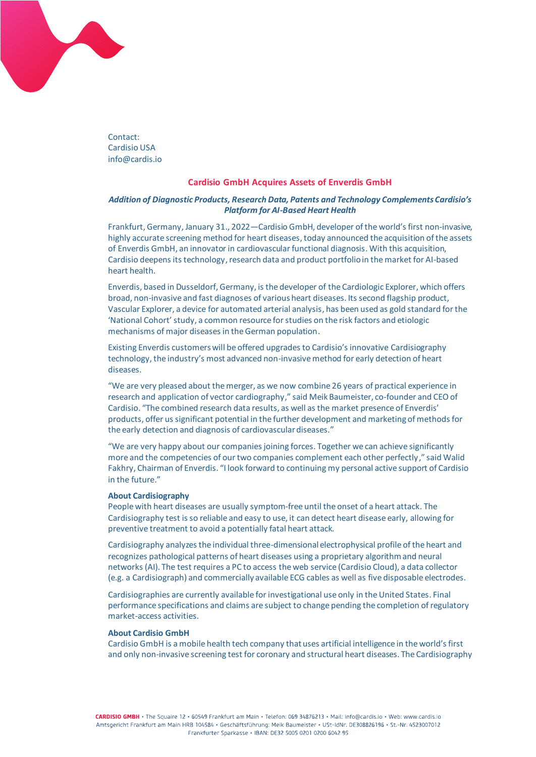Contact:
Cardisio USA
info@cardis.io

## Cardisio GmbH Acquires Assets of Enverdis GmbH

***Addition of Diagnostic Products, Research Data, Patents and Technology Complements Cardisio's Platform for AI-Based Heart Health***

Frankfurt, Germany, January 31., 2022—Cardisio GmbH, developer of the world's first non-invasive, highly accurate screening method for heart diseases, today announced the acquisition of the assets of Enverdis GmbH, an innovator in cardiovascular functional diagnosis. With this acquisition, Cardisio deepens its technology, research data and product portfolio in the market for AI-based heart health.

Enverdis, based in Dusseldorf, Germany, is the developer of the Cardiologic Explorer, which offers broad, non-invasive and fast diagnoses of various heart diseases. Its second flagship product, Vascular Explorer, a device for automated arterial analysis, has been used as gold standard for the 'National Cohort' study, a common resource for studies on the risk factors and etiologic mechanisms of major diseases in the German population.

Existing Enverdis customers will be offered upgrades to Cardisio's innovative Cardisiography technology, the industry's most advanced non-invasive method for early detection of heart diseases.

"We are very pleased about the merger, as we now combine 26 years of practical experience in research and application of vector cardiography," said Meik Baumeister, co-founder and CEO of Cardisio. "The combined research data results, as well as the market presence of Enverdis' products, offer us significant potential in the further development and marketing of methods for the early detection and diagnosis of cardiovascular diseases."

"We are very happy about our companies joining forces. Together we can achieve significantly more and the competencies of our two companies complement each other perfectly," said Walid Fakhry, Chairman of Enverdis. "I look forward to continuing my personal active support of Cardisio in the future."

### About Cardisiography

People with heart diseases are usually symptom-free until the onset of a heart attack. The Cardisiography test is so reliable and easy to use, it can detect heart disease early, allowing for preventive treatment to avoid a potentially fatal heart attack.

Cardisiography analyzes the individual three-dimensional electrophysical profile of the heart and recognizes pathological patterns of heart diseases using a proprietary algorithm and neural networks (AI). The test requires a PC to access the web service (Cardisio Cloud), a data collector (e.g. a Cardisiograph) and commercially available ECG cables as well as five disposable electrodes.

Cardisiographies are currently available for investigational use only in the United States. Final performance specifications and claims are subject to change pending the completion of regulatory market-access activities.

### About Cardisio GmbH

Cardisio GmbH is a mobile health tech company that uses artificial intelligence in the world's first and only non-invasive screening test for coronary and structural heart diseases. The Cardisiography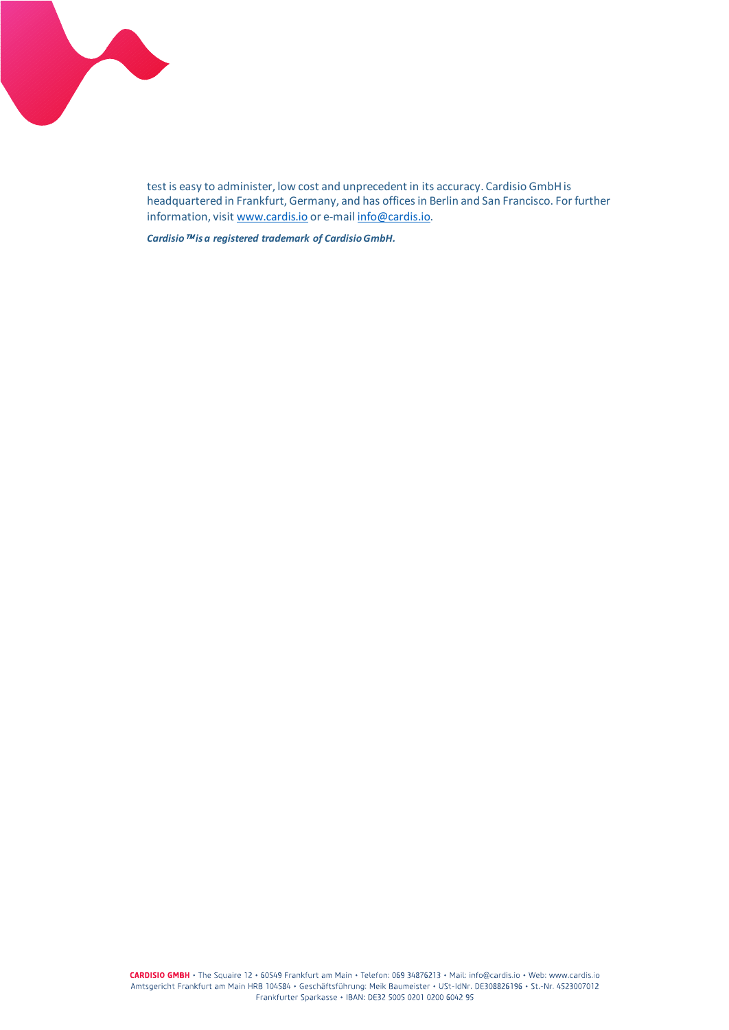test is easy to administer, low cost and unprecedent in its accuracy. Cardisio GmbH is headquartered in Frankfurt, Germany, and has offices in Berlin and San Francisco. For further information, visit www.cardis.io or e-mail info@cardis.io.

***Cardisio™ is a registered trademark of Cardisio GmbH.***